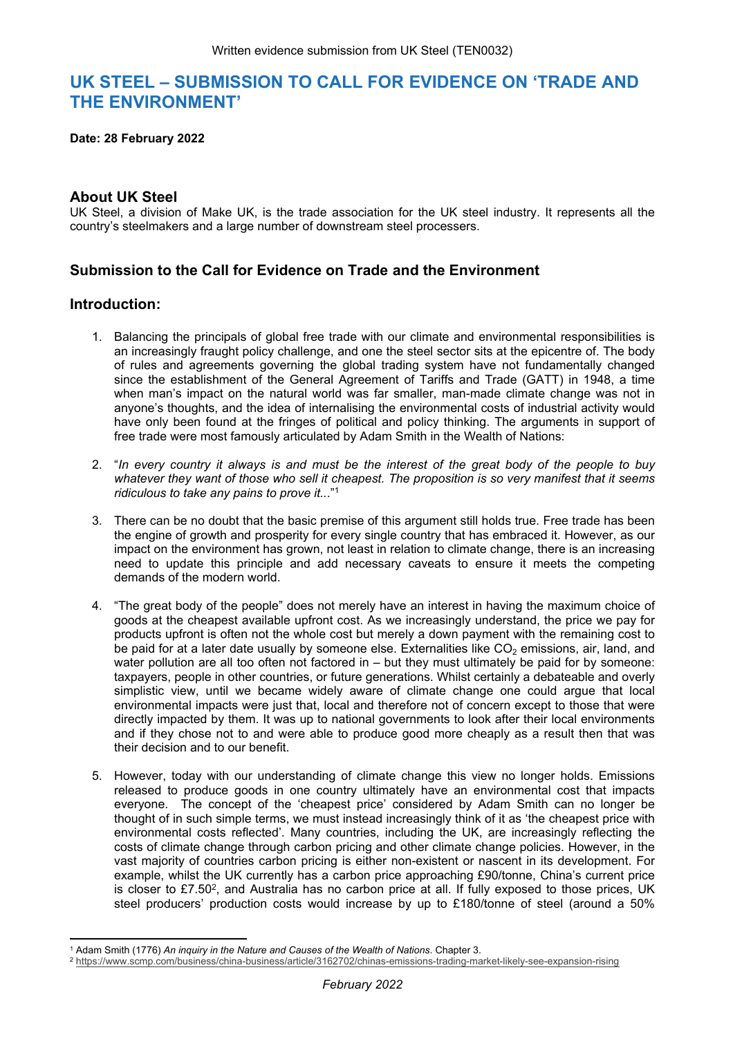Written evidence submission from UK Steel (TEN0032)

# UK STEEL – SUBMISSION TO CALL FOR EVIDENCE ON 'TRADE AND THE ENVIRONMENT'

**Date: 28 February 2022**

## About UK Steel

UK Steel, a division of Make UK, is the trade association for the UK steel industry. It represents all the country's steelmakers and a large number of downstream steel processers.

## Submission to the Call for Evidence on Trade and the Environment

## Introduction:

1. Balancing the principals of global free trade with our climate and environmental responsibilities is an increasingly fraught policy challenge, and one the steel sector sits at the epicentre of. The body of rules and agreements governing the global trading system have not fundamentally changed since the establishment of the General Agreement of Tariffs and Trade (GATT) in 1948, a time when man's impact on the natural world was far smaller, man-made climate change was not in anyone's thoughts, and the idea of internalising the environmental costs of industrial activity would have only been found at the fringes of political and policy thinking. The arguments in support of free trade were most famously articulated by Adam Smith in the Wealth of Nations:

2. "*In every country it always is and must be the interest of the great body of the people to buy whatever they want of those who sell it cheapest. The proposition is so very manifest that it seems ridiculous to take any pains to prove it...*"[1]

3. There can be no doubt that the basic premise of this argument still holds true. Free trade has been the engine of growth and prosperity for every single country that has embraced it. However, as our impact on the environment has grown, not least in relation to climate change, there is an increasing need to update this principle and add necessary caveats to ensure it meets the competing demands of the modern world.

4. "The great body of the people" does not merely have an interest in having the maximum choice of goods at the cheapest available upfront cost. As we increasingly understand, the price we pay for products upfront is often not the whole cost but merely a down payment with the remaining cost to be paid for at a later date usually by someone else. Externalities like $CO_2$ emissions, air, land, and water pollution are all too often not factored in – but they must ultimately be paid for by someone: taxpayers, people in other countries, or future generations. Whilst certainly a debateable and overly simplistic view, until we became widely aware of climate change one could argue that local environmental impacts were just that, local and therefore not of concern except to those that were directly impacted by them. It was up to national governments to look after their local environments and if they chose not to and were able to produce good more cheaply as a result then that was their decision and to our benefit.

5. However, today with our understanding of climate change this view no longer holds. Emissions released to produce goods in one country ultimately have an environmental cost that impacts everyone. The concept of the 'cheapest price' considered by Adam Smith can no longer be thought of in such simple terms, we must instead increasingly think of it as 'the cheapest price with environmental costs reflected'. Many countries, including the UK, are increasingly reflecting the costs of climate change through carbon pricing and other climate change policies. However, in the vast majority of countries carbon pricing is either non-existent or nascent in its development. For example, whilst the UK currently has a carbon price approaching £90/tonne, China's current price is closer to £7.50[2], and Australia has no carbon price at all. If fully exposed to those prices, UK steel producers' production costs would increase by up to £180/tonne of steel (around a 50%

---

[1] Adam Smith (1776) *An inquiry in the Nature and Causes of the Wealth of Nations*. Chapter 3.

[2] https://www.scmp.com/business/china-business/article/3162702/chinas-emissions-trading-market-likely-see-expansion-rising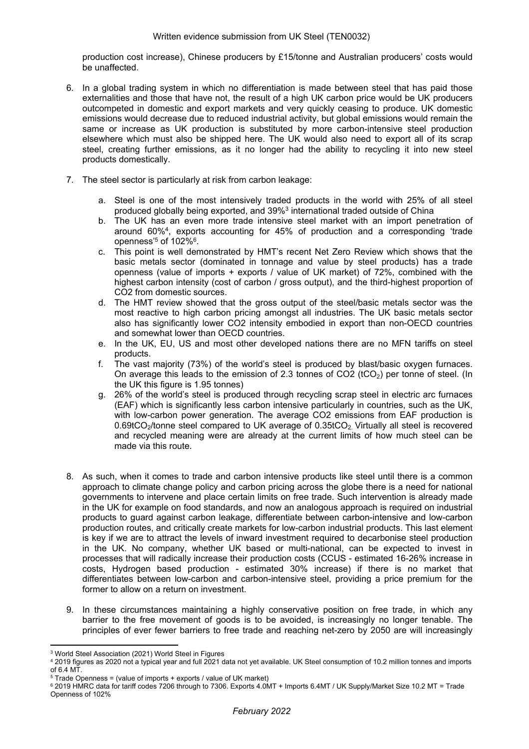production cost increase), Chinese producers by £15/tonne and Australian producers' costs would be unaffected.

6. In a global trading system in which no differentiation is made between steel that has paid those externalities and those that have not, the result of a high UK carbon price would be UK producers outcompeted in domestic and export markets and very quickly ceasing to produce. UK domestic emissions would decrease due to reduced industrial activity, but global emissions would remain the same or increase as UK production is substituted by more carbon-intensive steel production elsewhere which must also be shipped here. The UK would also need to export all of its scrap steel, creating further emissions, as it no longer had the ability to recycling it into new steel products domestically.

7. The steel sector is particularly at risk from carbon leakage:

   a. Steel is one of the most intensively traded products in the world with 25% of all steel produced globally being exported, and 39%[3] international traded outside of China
   b. The UK has an even more trade intensive steel market with an import penetration of around 60%[4], exports accounting for 45% of production and a corresponding 'trade openness'[5] of 102%[6].
   c. This point is well demonstrated by HMT's recent Net Zero Review which shows that the basic metals sector (dominated in tonnage and value by steel products) has a trade openness (value of imports + exports / value of UK market) of 72%, combined with the highest carbon intensity (cost of carbon / gross output), and the third-highest proportion of CO2 from domestic sources.
   d. The HMT review showed that the gross output of the steel/basic metals sector was the most reactive to high carbon pricing amongst all industries. The UK basic metals sector also has significantly lower CO2 intensity embodied in export than non-OECD countries and somewhat lower than OECD countries.
   e. In the UK, EU, US and most other developed nations there are no MFN tariffs on steel products.
   f. The vast majority (73%) of the world's steel is produced by blast/basic oxygen furnaces. On average this leads to the emission of 2.3 tonnes of CO2 ($tCO_2$) per tonne of steel. (In the UK this figure is 1.95 tonnes)
   g. 26% of the world's steel is produced through recycling scrap steel in electric arc furnaces (EAF) which is significantly less carbon intensive particularly in countries, such as the UK, with low-carbon power generation. The average CO2 emissions from EAF production is $0.69tCO_2$/tonne steel compared to UK average of $0.35tCO_2$. Virtually all steel is recovered and recycled meaning were are already at the current limits of how much steel can be made via this route.

8. As such, when it comes to trade and carbon intensive products like steel until there is a common approach to climate change policy and carbon pricing across the globe there is a need for national governments to intervene and place certain limits on free trade. Such intervention is already made in the UK for example on food standards, and now an analogous approach is required on industrial products to guard against carbon leakage, differentiate between carbon-intensive and low-carbon production routes, and critically create markets for low-carbon industrial products. This last element is key if we are to attract the levels of inward investment required to decarbonise steel production in the UK. No company, whether UK based or multi-national, can be expected to invest in processes that will radically increase their production costs (CCUS - estimated 16-26% increase in costs, Hydrogen based production - estimated 30% increase) if there is no market that differentiates between low-carbon and carbon-intensive steel, providing a price premium for the former to allow on a return on investment.

9. In these circumstances maintaining a highly conservative position on free trade, in which any barrier to the free movement of goods is to be avoided, is increasingly no longer tenable. The principles of ever fewer barriers to free trade and reaching net-zero by 2050 are will increasingly

---

[3] World Steel Association (2021) World Steel in Figures

[4] 2019 figures as 2020 not a typical year and full 2021 data not yet available. UK Steel consumption of 10.2 million tonnes and imports of 6.4 MT.

[5] Trade Openness = (value of imports + exports / value of UK market)

[6] 2019 HMRC data for tariff codes 7206 through to 7306. Exports 4.0MT + Imports 6.4MT / UK Supply/Market Size 10.2 MT = Trade Openness of 102%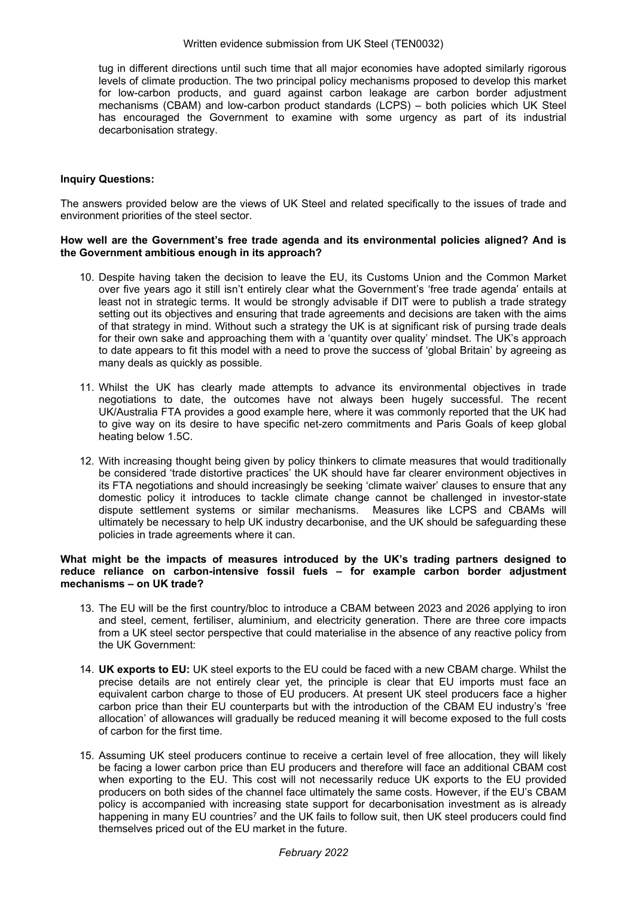tug in different directions until such time that all major economies have adopted similarly rigorous levels of climate production. The two principal policy mechanisms proposed to develop this market for low-carbon products, and guard against carbon leakage are carbon border adjustment mechanisms (CBAM) and low-carbon product standards (LCPS) – both policies which UK Steel has encouraged the Government to examine with some urgency as part of its industrial decarbonisation strategy.

**Inquiry Questions:**

The answers provided below are the views of UK Steel and related specifically to the issues of trade and environment priorities of the steel sector.

**How well are the Government's free trade agenda and its environmental policies aligned? And is the Government ambitious enough in its approach?**

10. Despite having taken the decision to leave the EU, its Customs Union and the Common Market over five years ago it still isn't entirely clear what the Government's 'free trade agenda' entails at least not in strategic terms. It would be strongly advisable if DIT were to publish a trade strategy setting out its objectives and ensuring that trade agreements and decisions are taken with the aims of that strategy in mind. Without such a strategy the UK is at significant risk of pursing trade deals for their own sake and approaching them with a 'quantity over quality' mindset. The UK's approach to date appears to fit this model with a need to prove the success of 'global Britain' by agreeing as many deals as quickly as possible.

11. Whilst the UK has clearly made attempts to advance its environmental objectives in trade negotiations to date, the outcomes have not always been hugely successful. The recent UK/Australia FTA provides a good example here, where it was commonly reported that the UK had to give way on its desire to have specific net-zero commitments and Paris Goals of keep global heating below 1.5C.

12. With increasing thought being given by policy thinkers to climate measures that would traditionally be considered 'trade distortive practices' the UK should have far clearer environment objectives in its FTA negotiations and should increasingly be seeking 'climate waiver' clauses to ensure that any domestic policy it introduces to tackle climate change cannot be challenged in investor-state dispute settlement systems or similar mechanisms. Measures like LCPS and CBAMs will ultimately be necessary to help UK industry decarbonise, and the UK should be safeguarding these policies in trade agreements where it can.

**What might be the impacts of measures introduced by the UK's trading partners designed to reduce reliance on carbon-intensive fossil fuels – for example carbon border adjustment mechanisms – on UK trade?**

13. The EU will be the first country/bloc to introduce a CBAM between 2023 and 2026 applying to iron and steel, cement, fertiliser, aluminium, and electricity generation. There are three core impacts from a UK steel sector perspective that could materialise in the absence of any reactive policy from the UK Government:

14. **UK exports to EU:** UK steel exports to the EU could be faced with a new CBAM charge. Whilst the precise details are not entirely clear yet, the principle is clear that EU imports must face an equivalent carbon charge to those of EU producers. At present UK steel producers face a higher carbon price than their EU counterparts but with the introduction of the CBAM EU industry's 'free allocation' of allowances will gradually be reduced meaning it will become exposed to the full costs of carbon for the first time.

15. Assuming UK steel producers continue to receive a certain level of free allocation, they will likely be facing a lower carbon price than EU producers and therefore will face an additional CBAM cost when exporting to the EU. This cost will not necessarily reduce UK exports to the EU provided producers on both sides of the channel face ultimately the same costs. However, if the EU's CBAM policy is accompanied with increasing state support for decarbonisation investment as is already happening in many EU countries[7] and the UK fails to follow suit, then UK steel producers could find themselves priced out of the EU market in the future.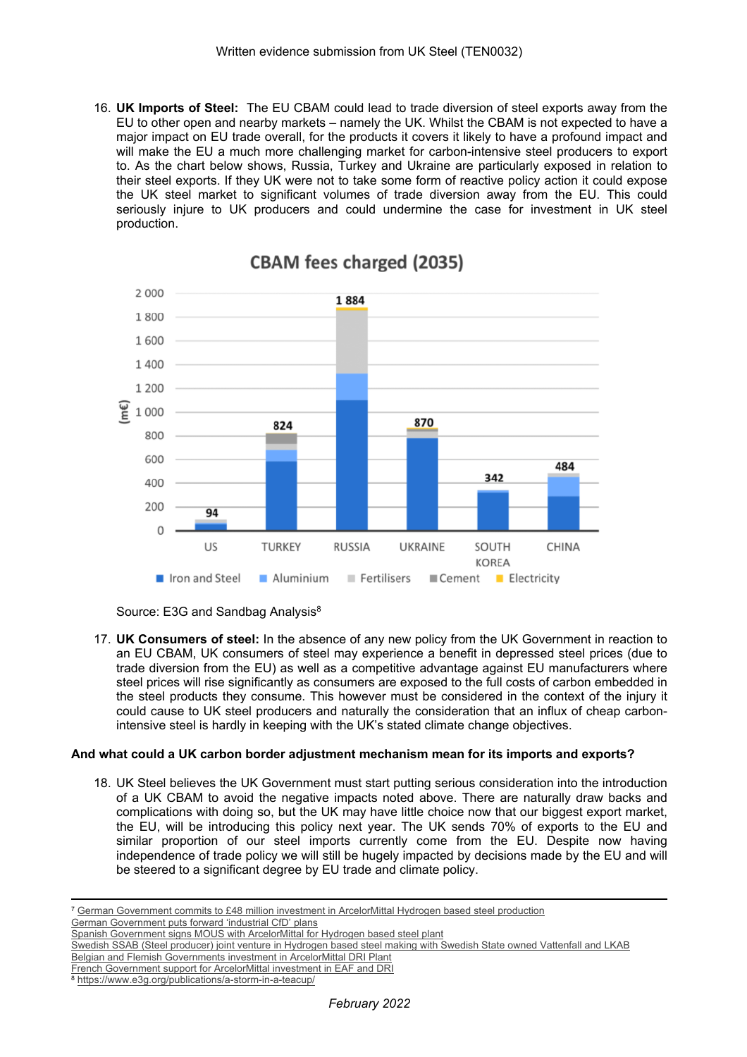16. **UK Imports of Steel:** The EU CBAM could lead to trade diversion of steel exports away from the EU to other open and nearby markets – namely the UK. Whilst the CBAM is not expected to have a major impact on EU trade overall, for the products it covers it likely to have a profound impact and will make the EU a much more challenging market for carbon-intensive steel producers to export to. As the chart below shows, Russia, Turkey and Ukraine are particularly exposed in relation to their steel exports. If they UK were not to take some form of reactive policy action it could expose the UK steel market to significant volumes of trade diversion away from the EU. This could seriously injure to UK producers and could undermine the case for investment in UK steel production.

**CBAM fees charged (2035)**

| Country | Total (m€) |
|---|---|
| US | 94 |
| TURKEY | 824 |
| RUSSIA | 1 884 |
| UKRAINE | 870 |
| SOUTH KOREA | 342 |
| CHINA | 484 |

Legend: Iron and Steel, Aluminium, Fertilisers, Cement, Electricity

Source: E3G and Sandbag Analysis[8]

17. **UK Consumers of steel:** In the absence of any new policy from the UK Government in reaction to an EU CBAM, UK consumers of steel may experience a benefit in depressed steel prices (due to trade diversion from the EU) as well as a competitive advantage against EU manufacturers where steel prices will rise significantly as consumers are exposed to the full costs of carbon embedded in the steel products they consume. This however must be considered in the context of the injury it could cause to UK steel producers and naturally the consideration that an influx of cheap carbon-intensive steel is hardly in keeping with the UK's stated climate change objectives.

**And what could a UK carbon border adjustment mechanism mean for its imports and exports?**

18. UK Steel believes the UK Government must start putting serious consideration into the introduction of a UK CBAM to avoid the negative impacts noted above. There are naturally draw backs and complications with doing so, but the UK may have little choice now that our biggest export market, the EU, will be introducing this policy next year. The UK sends 70% of exports to the EU and similar proportion of our steel imports currently come from the EU. Despite now having independence of trade policy we will still be hugely impacted by decisions made by the EU and will be steered to a significant degree by EU trade and climate policy.

---

[7] German Government commits to £48 million investment in ArcelorMittal Hydrogen based steel production
German Government puts forward 'industrial CfD' plans
Spanish Government signs MOUS with ArcelorMittal for Hydrogen based steel plant
Swedish SSAB (Steel producer) joint venture in Hydrogen based steel making with Swedish State owned Vattenfall and LKAB
Belgian and Flemish Governments investment in ArcelorMittal DRI Plant
French Government support for ArcelorMittal investment in EAF and DRI

[8] https://www.e3g.org/publications/a-storm-in-a-teacup/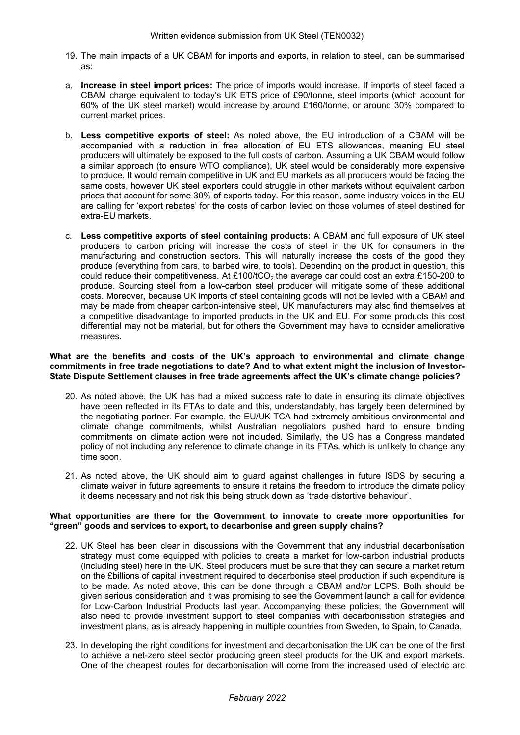19. The main impacts of a UK CBAM for imports and exports, in relation to steel, can be summarised as:

a. **Increase in steel import prices:** The price of imports would increase. If imports of steel faced a CBAM charge equivalent to today's UK ETS price of £90/tonne, steel imports (which account for 60% of the UK steel market) would increase by around £160/tonne, or around 30% compared to current market prices.

b. **Less competitive exports of steel:** As noted above, the EU introduction of a CBAM will be accompanied with a reduction in free allocation of EU ETS allowances, meaning EU steel producers will ultimately be exposed to the full costs of carbon. Assuming a UK CBAM would follow a similar approach (to ensure WTO compliance), UK steel would be considerably more expensive to produce. It would remain competitive in UK and EU markets as all producers would be facing the same costs, however UK steel exporters could struggle in other markets without equivalent carbon prices that account for some 30% of exports today. For this reason, some industry voices in the EU are calling for 'export rebates' for the costs of carbon levied on those volumes of steel destined for extra-EU markets.

c. **Less competitive exports of steel containing products:** A CBAM and full exposure of UK steel producers to carbon pricing will increase the costs of steel in the UK for consumers in the manufacturing and construction sectors. This will naturally increase the costs of the good they produce (everything from cars, to barbed wire, to tools). Depending on the product in question, this could reduce their competitiveness. At £100/t$CO_2$ the average car could cost an extra £150-200 to produce. Sourcing steel from a low-carbon steel producer will mitigate some of these additional costs. Moreover, because UK imports of steel containing goods will not be levied with a CBAM and may be made from cheaper carbon-intensive steel, UK manufacturers may also find themselves at a competitive disadvantage to imported products in the UK and EU. For some products this cost differential may not be material, but for others the Government may have to consider ameliorative measures.

**What are the benefits and costs of the UK's approach to environmental and climate change commitments in free trade negotiations to date? And to what extent might the inclusion of Investor-State Dispute Settlement clauses in free trade agreements affect the UK's climate change policies?**

20. As noted above, the UK has had a mixed success rate to date in ensuring its climate objectives have been reflected in its FTAs to date and this, understandably, has largely been determined by the negotiating partner. For example, the EU/UK TCA had extremely ambitious environmental and climate change commitments, whilst Australian negotiators pushed hard to ensure binding commitments on climate action were not included. Similarly, the US has a Congress mandated policy of not including any reference to climate change in its FTAs, which is unlikely to change any time soon.

21. As noted above, the UK should aim to guard against challenges in future ISDS by securing a climate waiver in future agreements to ensure it retains the freedom to introduce the climate policy it deems necessary and not risk this being struck down as 'trade distortive behaviour'.

**What opportunities are there for the Government to innovate to create more opportunities for "green" goods and services to export, to decarbonise and green supply chains?**

22. UK Steel has been clear in discussions with the Government that any industrial decarbonisation strategy must come equipped with policies to create a market for low-carbon industrial products (including steel) here in the UK. Steel producers must be sure that they can secure a market return on the £billions of capital investment required to decarbonise steel production if such expenditure is to be made. As noted above, this can be done through a CBAM and/or LCPS. Both should be given serious consideration and it was promising to see the Government launch a call for evidence for Low-Carbon Industrial Products last year. Accompanying these policies, the Government will also need to provide investment support to steel companies with decarbonisation strategies and investment plans, as is already happening in multiple countries from Sweden, to Spain, to Canada.

23. In developing the right conditions for investment and decarbonisation the UK can be one of the first to achieve a net-zero steel sector producing green steel products for the UK and export markets. One of the cheapest routes for decarbonisation will come from the increased used of electric arc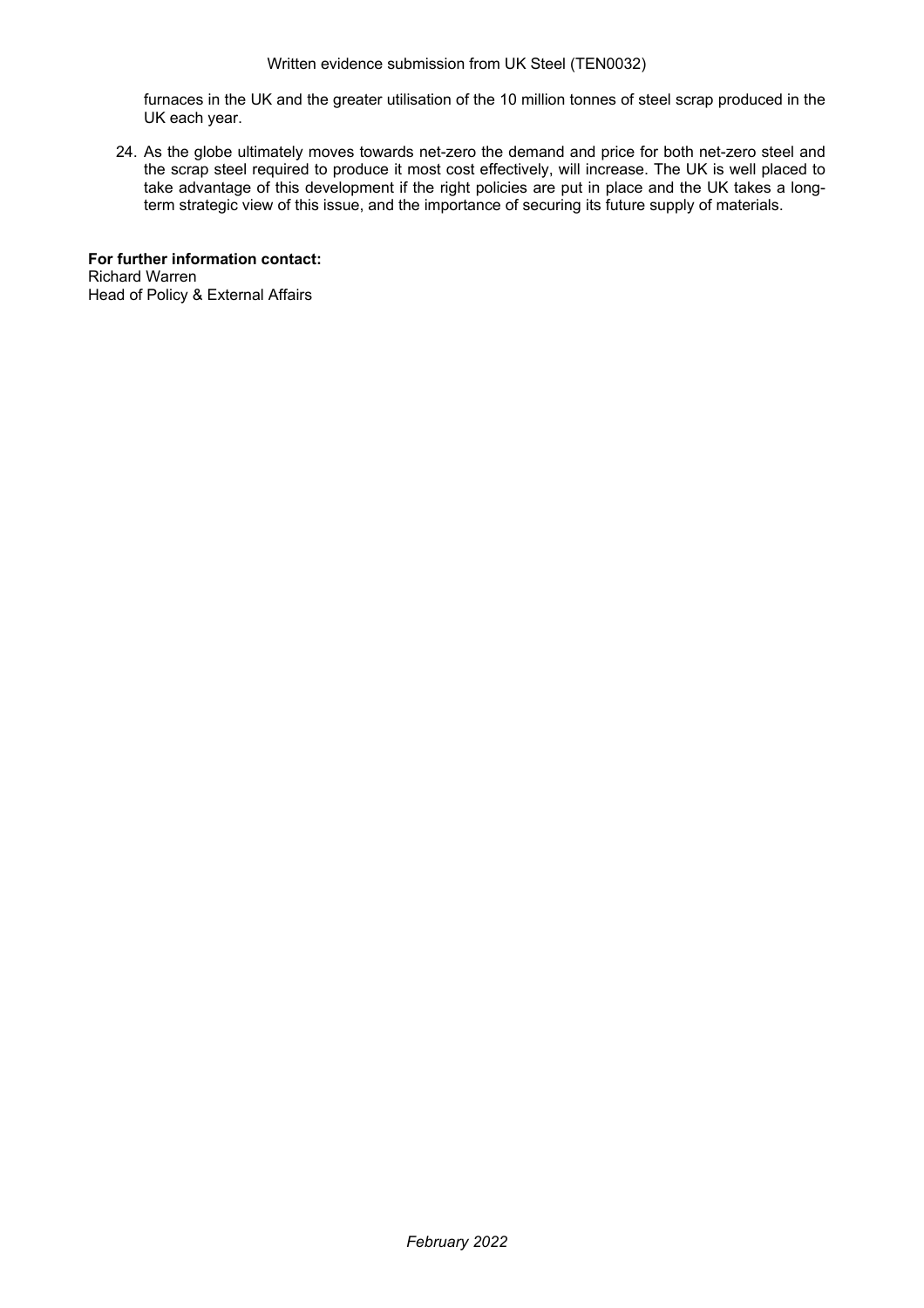furnaces in the UK and the greater utilisation of the 10 million tonnes of steel scrap produced in the UK each year.

24. As the globe ultimately moves towards net-zero the demand and price for both net-zero steel and the scrap steel required to produce it most cost effectively, will increase. The UK is well placed to take advantage of this development if the right policies are put in place and the UK takes a long-term strategic view of this issue, and the importance of securing its future supply of materials.

**For further information contact:**
Richard Warren
Head of Policy & External Affairs

*February 2022*